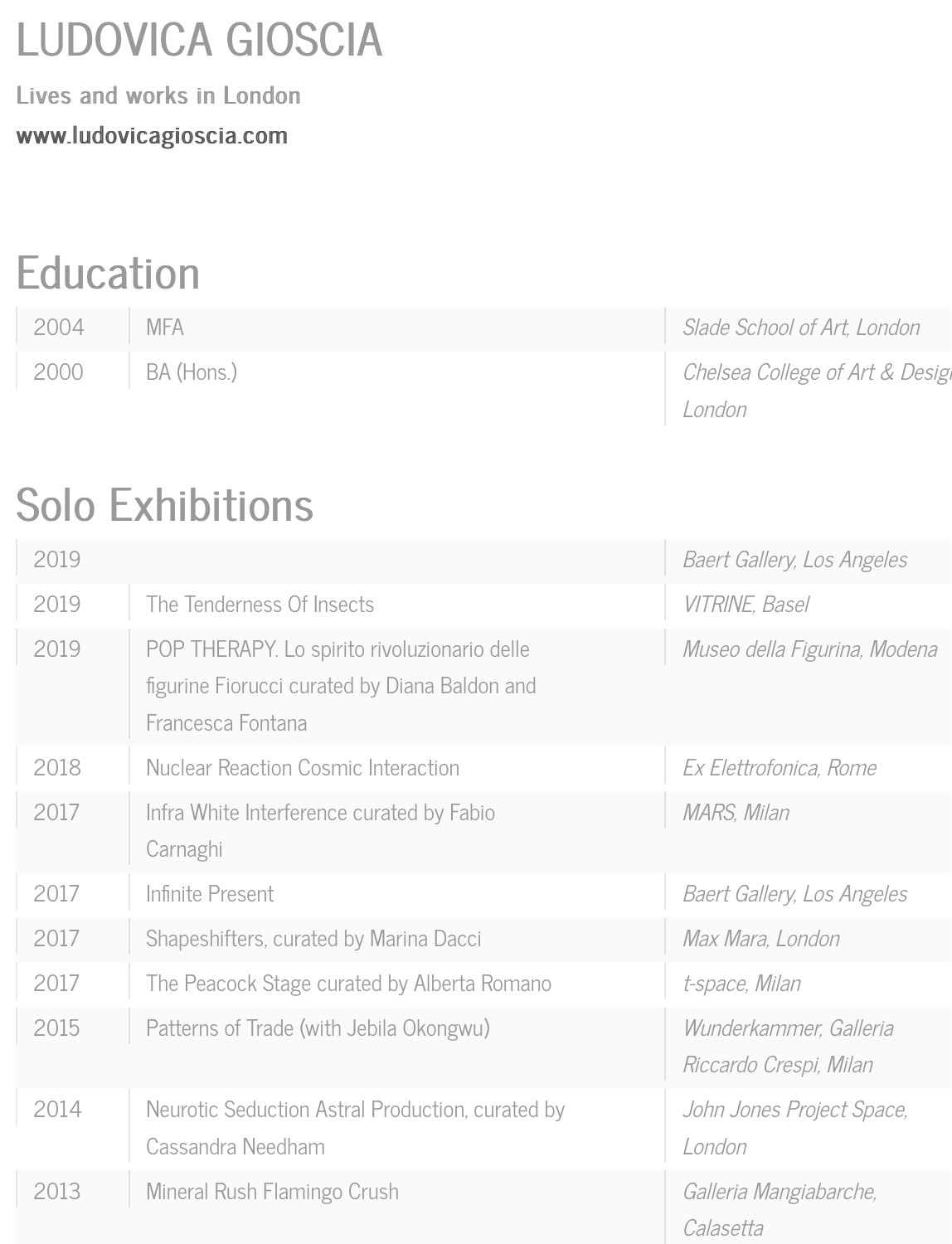# LUDOVICA GIOSCIA

**Lives and works in London**

**www.ludovicagioscia.com**

## Education

| | | |
|---|---|---|
| 2004 | MFA | *Slade School of Art, London* |
| 2000 | BA (Hons.) | *Chelsea College of Art & Design, London* |

## Solo Exhibitions

| | | |
|---|---|---|
| 2019 | | *Baert Gallery, Los Angeles* |
| 2019 | The Tenderness Of Insects | *VITRINE, Basel* |
| 2019 | POP THERAPY. Lo spirito rivoluzionario delle figurine Fiorucci curated by Diana Baldon and Francesca Fontana | *Museo della Figurina, Modena* |
| 2018 | Nuclear Reaction Cosmic Interaction | *Ex Elettrofonica, Rome* |
| 2017 | Infra White Interference curated by Fabio Carnaghi | *MARS, Milan* |
| 2017 | Infinite Present | *Baert Gallery, Los Angeles* |
| 2017 | Shapeshifters, curated by Marina Dacci | *Max Mara, London* |
| 2017 | The Peacock Stage curated by Alberta Romano | *t-space, Milan* |
| 2015 | Patterns of Trade (with Jebila Okongwu) | *Wunderkammer, Galleria Riccardo Crespi, Milan* |
| 2014 | Neurotic Seduction Astral Production, curated by Cassandra Needham | *John Jones Project Space, London* |
| 2013 | Mineral Rush Flamingo Crush | *Galleria Mangiabarche, Calasetta* |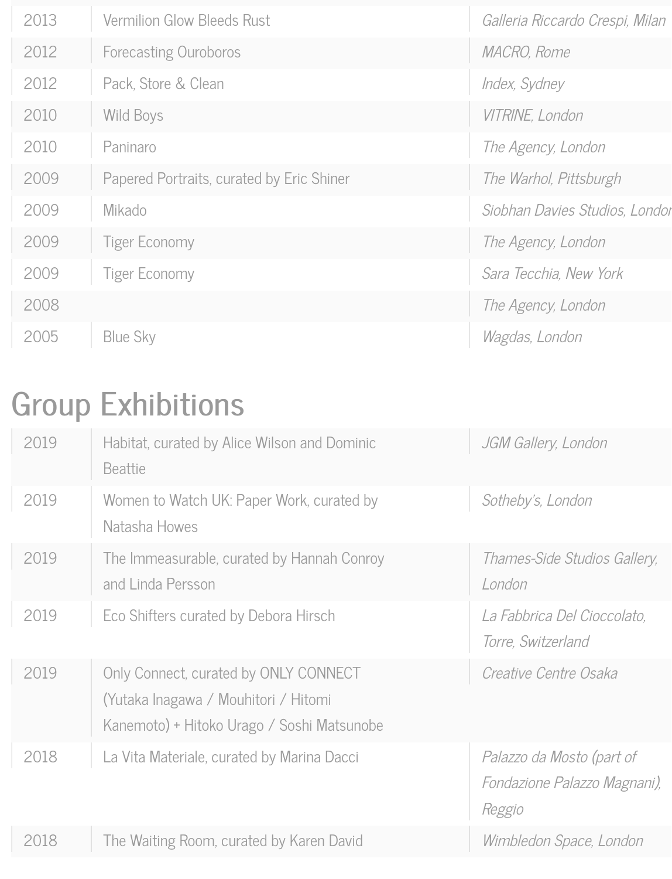| | | |
|---|---|---|
| 2013 | Vermilion Glow Bleeds Rust | *Galleria Riccardo Crespi, Milan* |
| 2012 | Forecasting Ouroboros | *MACRO, Rome* |
| 2012 | Pack, Store & Clean | *Index, Sydney* |
| 2010 | Wild Boys | *VITRINE, London* |
| 2010 | Paninaro | *The Agency, London* |
| 2009 | Papered Portraits, curated by Eric Shiner | *The Warhol, Pittsburgh* |
| 2009 | Mikado | *Siobhan Davies Studios, London* |
| 2009 | Tiger Economy | *The Agency, London* |
| 2009 | Tiger Economy | *Sara Tecchia, New York* |
| 2008 | | *The Agency, London* |
| 2005 | Blue Sky | *Wagdas, London* |

## Group Exhibitions

| | | |
|---|---|---|
| 2019 | Habitat, curated by Alice Wilson and Dominic Beattie | *JGM Gallery, London* |
| 2019 | Women to Watch UK: Paper Work, curated by Natasha Howes | *Sotheby's, London* |
| 2019 | The Immeasurable, curated by Hannah Conroy and Linda Persson | *Thames-Side Studios Gallery, London* |
| 2019 | Eco Shifters curated by Debora Hirsch | *La Fabbrica Del Cioccolato, Torre, Switzerland* |
| 2019 | Only Connect, curated by ONLY CONNECT (Yutaka Inagawa / Mouhitori / Hitomi Kanemoto) + Hitoko Urago / Soshi Matsunobe | *Creative Centre Osaka* |
| 2018 | La Vita Materiale, curated by Marina Dacci | *Palazzo da Mosto (part of Fondazione Palazzo Magnani), Reggio* |
| 2018 | The Waiting Room, curated by Karen David | *Wimbledon Space, London* |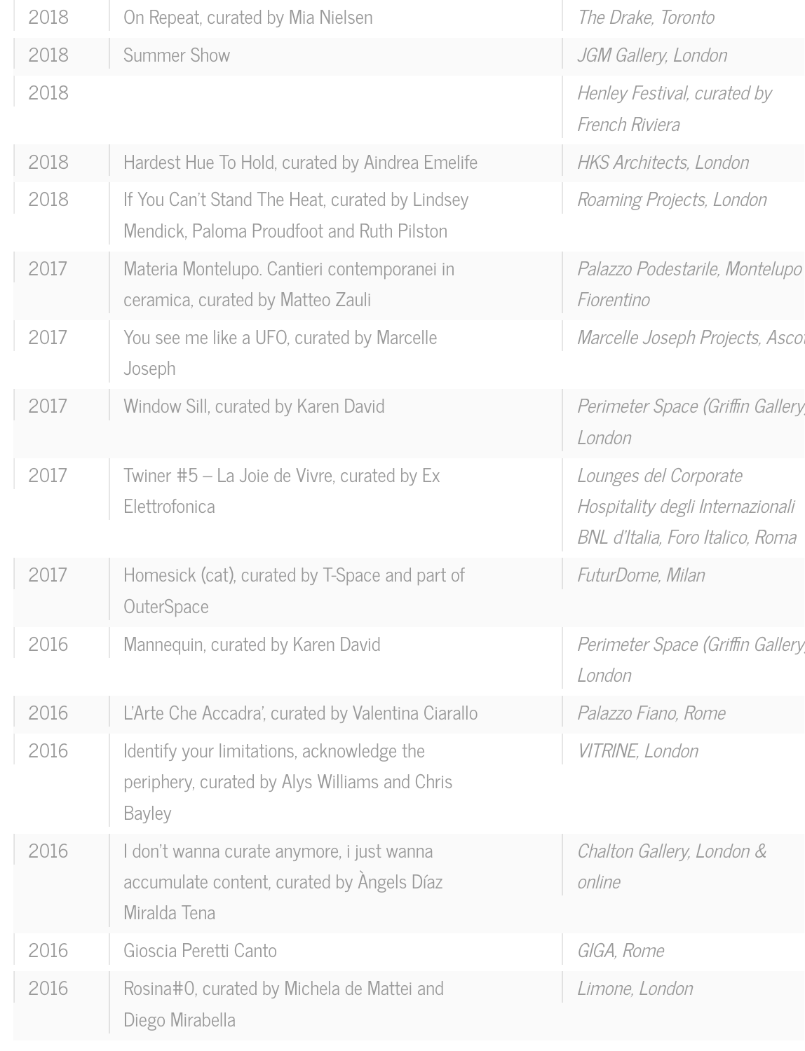| | | |
|---|---|---|
| 2018 | On Repeat, curated by Mia Nielsen | *The Drake, Toronto* |
| 2018 | Summer Show | *JGM Gallery, London* |
| 2018 | | *Henley Festival, curated by French Riviera* |
| 2018 | Hardest Hue To Hold, curated by Aindrea Emelife | *HKS Architects, London* |
| 2018 | If You Can't Stand The Heat, curated by Lindsey Mendick, Paloma Proudfoot and Ruth Pilston | *Roaming Projects, London* |
| 2017 | Materia Montelupo. Cantieri contemporanei in ceramica, curated by Matteo Zauli | *Palazzo Podestarile, Montelupo Fiorentino* |
| 2017 | You see me like a UFO, curated by Marcelle Joseph | *Marcelle Joseph Projects, Asco* |
| 2017 | Window Sill, curated by Karen David | *Perimeter Space (Griffin Gallery London* |
| 2017 | Twiner #5 – La Joie de Vivre, curated by Ex Elettrofonica | *Lounges del Corporate Hospitality degli Internazionali BNL d'Italia, Foro Italico, Roma* |
| 2017 | Homesick (cat), curated by T-Space and part of OuterSpace | *FuturDome, Milan* |
| 2016 | Mannequin, curated by Karen David | *Perimeter Space (Griffin Gallery London* |
| 2016 | L'Arte Che Accadra', curated by Valentina Ciarallo | *Palazzo Fiano, Rome* |
| 2016 | Identify your limitations, acknowledge the periphery, curated by Alys Williams and Chris Bayley | *VITRINE, London* |
| 2016 | I don't wanna curate anymore, i just wanna accumulate content, curated by Àngels Díaz Miralda Tena | *Chalton Gallery, London & online* |
| 2016 | Gioscia Peretti Canto | *GIGA, Rome* |
| 2016 | Rosina#0, curated by Michela de Mattei and Diego Mirabella | *Limone, London* |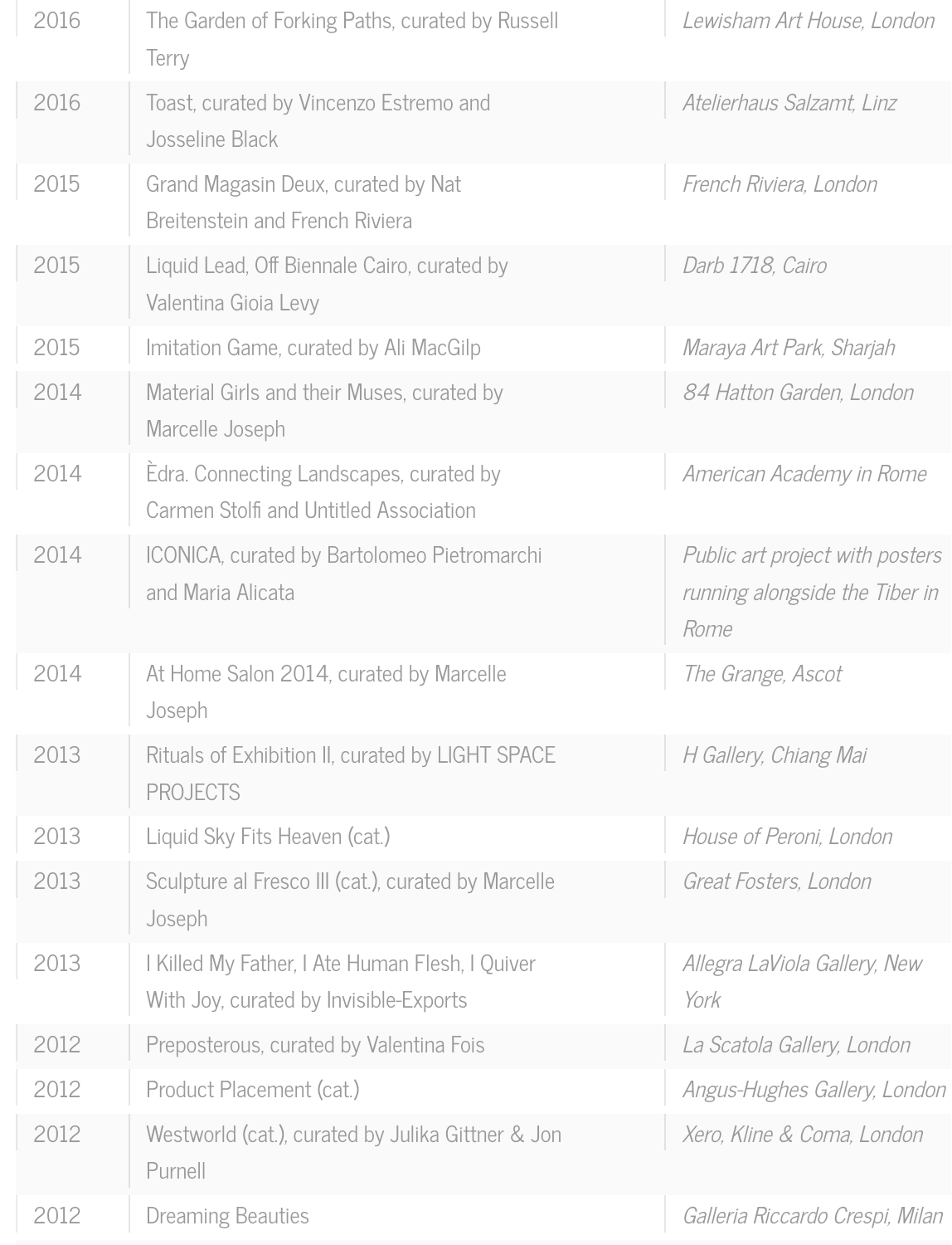| | | |
|---|---|---|
| 2016 | The Garden of Forking Paths, curated by Russell Terry | *Lewisham Art House, London* |
| 2016 | Toast, curated by Vincenzo Estremo and Josseline Black | *Atelierhaus Salzamt, Linz* |
| 2015 | Grand Magasin Deux, curated by Nat Breitenstein and French Riviera | *French Riviera, London* |
| 2015 | Liquid Lead, Off Biennale Cairo, curated by Valentina Gioia Levy | *Darb 1718, Cairo* |
| 2015 | Imitation Game, curated by Ali MacGilp | *Maraya Art Park, Sharjah* |
| 2014 | Material Girls and their Muses, curated by Marcelle Joseph | *84 Hatton Garden, London* |
| 2014 | Èdra. Connecting Landscapes, curated by Carmen Stolfi and Untitled Association | *American Academy in Rome* |
| 2014 | ICONICA, curated by Bartolomeo Pietromarchi and Maria Alicata | *Public art project with posters running alongside the Tiber in Rome* |
| 2014 | At Home Salon 2014, curated by Marcelle Joseph | *The Grange, Ascot* |
| 2013 | Rituals of Exhibition II, curated by LIGHT SPACE PROJECTS | *H Gallery, Chiang Mai* |
| 2013 | Liquid Sky Fits Heaven (cat.) | *House of Peroni, London* |
| 2013 | Sculpture al Fresco III (cat.), curated by Marcelle Joseph | *Great Fosters, London* |
| 2013 | I Killed My Father, I Ate Human Flesh, I Quiver With Joy, curated by Invisible-Exports | *Allegra LaViola Gallery, New York* |
| 2012 | Preposterous, curated by Valentina Fois | *La Scatola Gallery, London* |
| 2012 | Product Placement (cat.) | *Angus-Hughes Gallery, London* |
| 2012 | Westworld (cat.), curated by Julika Gittner & Jon Purnell | *Xero, Kline & Coma, London* |
| 2012 | Dreaming Beauties | *Galleria Riccardo Crespi, Milan* |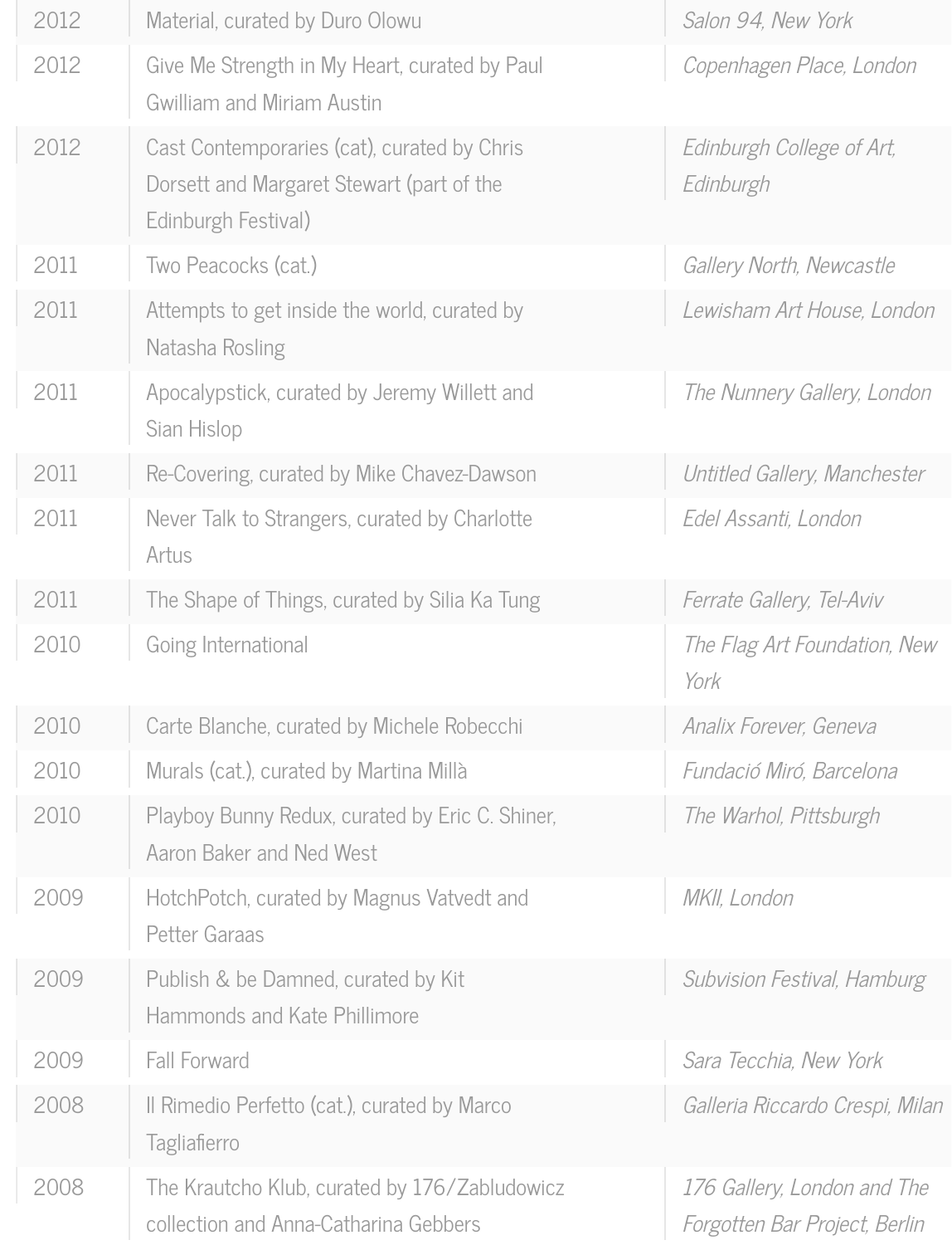| | | |
|---|---|---|
| 2012 | Material, curated by Duro Olowu | *Salon 94, New York* |
| 2012 | Give Me Strength in My Heart, curated by Paul Gwilliam and Miriam Austin | *Copenhagen Place, London* |
| 2012 | Cast Contemporaries (cat), curated by Chris Dorsett and Margaret Stewart (part of the Edinburgh Festival) | *Edinburgh College of Art, Edinburgh* |
| 2011 | Two Peacocks (cat.) | *Gallery North, Newcastle* |
| 2011 | Attempts to get inside the world, curated by Natasha Rosling | *Lewisham Art House, London* |
| 2011 | Apocalypstick, curated by Jeremy Willett and Sian Hislop | *The Nunnery Gallery, London* |
| 2011 | Re-Covering, curated by Mike Chavez-Dawson | *Untitled Gallery, Manchester* |
| 2011 | Never Talk to Strangers, curated by Charlotte Artus | *Edel Assanti, London* |
| 2011 | The Shape of Things, curated by Silia Ka Tung | *Ferrate Gallery, Tel-Aviv* |
| 2010 | Going International | *The Flag Art Foundation, New York* |
| 2010 | Carte Blanche, curated by Michele Robecchi | *Analix Forever, Geneva* |
| 2010 | Murals (cat.), curated by Martina Millà | *Fundació Miró, Barcelona* |
| 2010 | Playboy Bunny Redux, curated by Eric C. Shiner, Aaron Baker and Ned West | *The Warhol, Pittsburgh* |
| 2009 | HotchPotch, curated by Magnus Vatvedt and Petter Garaas | *MKII, London* |
| 2009 | Publish & be Damned, curated by Kit Hammonds and Kate Phillimore | *Subvision Festival, Hamburg* |
| 2009 | Fall Forward | *Sara Tecchia, New York* |
| 2008 | Il Rimedio Perfetto (cat.), curated by Marco Tagliafierro | *Galleria Riccardo Crespi, Milan* |
| 2008 | The Krautcho Klub, curated by 176/Zabludowicz collection and Anna-Catharina Gebbers | *176 Gallery, London and The Forgotten Bar Project, Berlin* |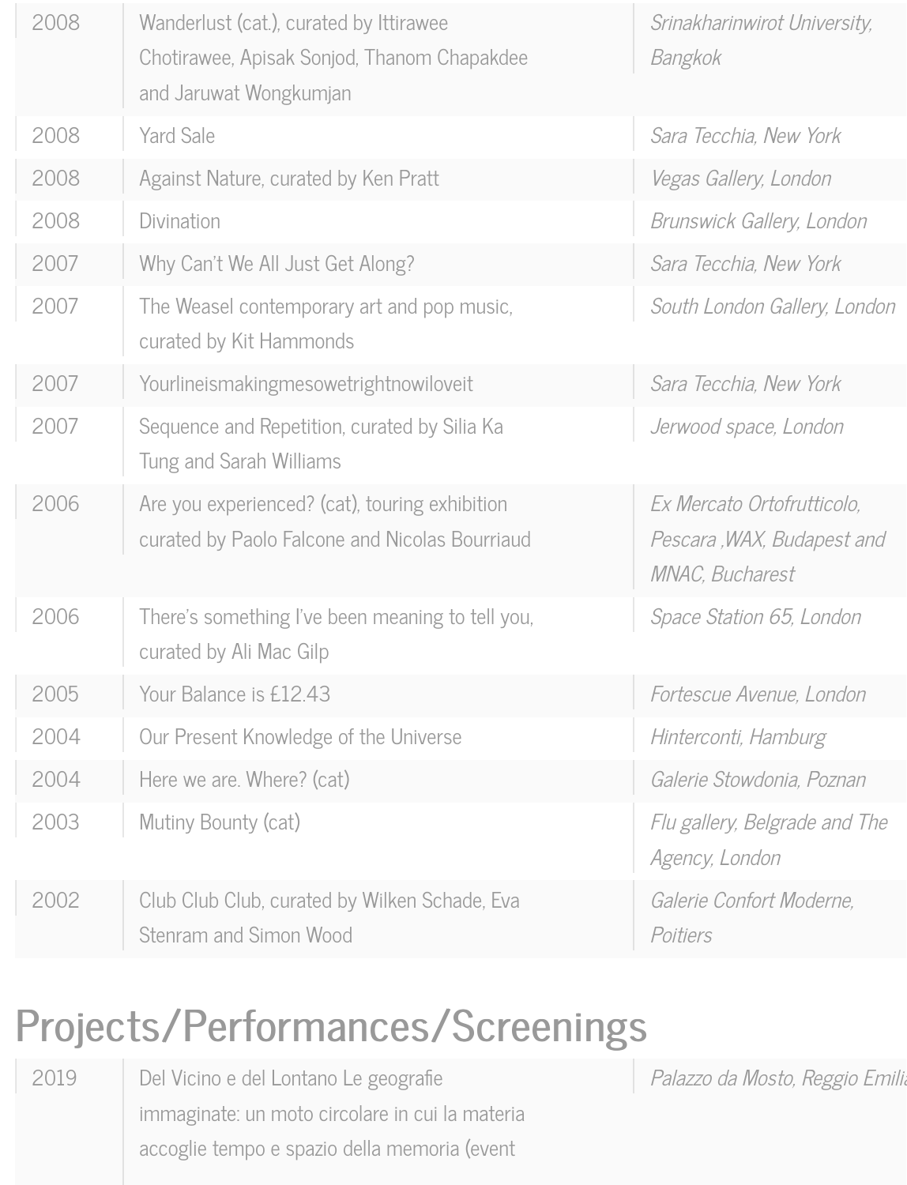| | | |
|---|---|---|
| 2008 | Wanderlust (cat.), curated by Ittirawee Chotirawee, Apisak Sonjod, Thanom Chapakdee and Jaruwat Wongkumjan | *Srinakharinwirot University, Bangkok* |
| 2008 | Yard Sale | *Sara Tecchia, New York* |
| 2008 | Against Nature, curated by Ken Pratt | *Vegas Gallery, London* |
| 2008 | Divination | *Brunswick Gallery, London* |
| 2007 | Why Can't We All Just Get Along? | *Sara Tecchia, New York* |
| 2007 | The Weasel contemporary art and pop music, curated by Kit Hammonds | *South London Gallery, London* |
| 2007 | Yourlineismakingmesowetrightnowiloveit | *Sara Tecchia, New York* |
| 2007 | Sequence and Repetition, curated by Silia Ka Tung and Sarah Williams | *Jerwood space, London* |
| 2006 | Are you experienced? (cat), touring exhibition curated by Paolo Falcone and Nicolas Bourriaud | *Ex Mercato Ortofrutticolo, Pescara ,WAX, Budapest and MNAC, Bucharest* |
| 2006 | There's something I've been meaning to tell you, curated by Ali Mac Gilp | *Space Station 65, London* |
| 2005 | Your Balance is £12.43 | *Fortescue Avenue, London* |
| 2004 | Our Present Knowledge of the Universe | *Hinterconti, Hamburg* |
| 2004 | Here we are. Where? (cat) | *Galerie Stowdonia, Poznan* |
| 2003 | Mutiny Bounty (cat) | *Flu gallery, Belgrade and The Agency, London* |
| 2002 | Club Club Club, curated by Wilken Schade, Eva Stenram and Simon Wood | *Galerie Confort Moderne, Poitiers* |

## Projects/Performances/Screenings

| | | |
|---|---|---|
| 2019 | Del Vicino e del Lontano Le geografie immaginate: un moto circolare in cui la materia accoglie tempo e spazio della memoria (event | *Palazzo da Mosto, Reggio Emilia* |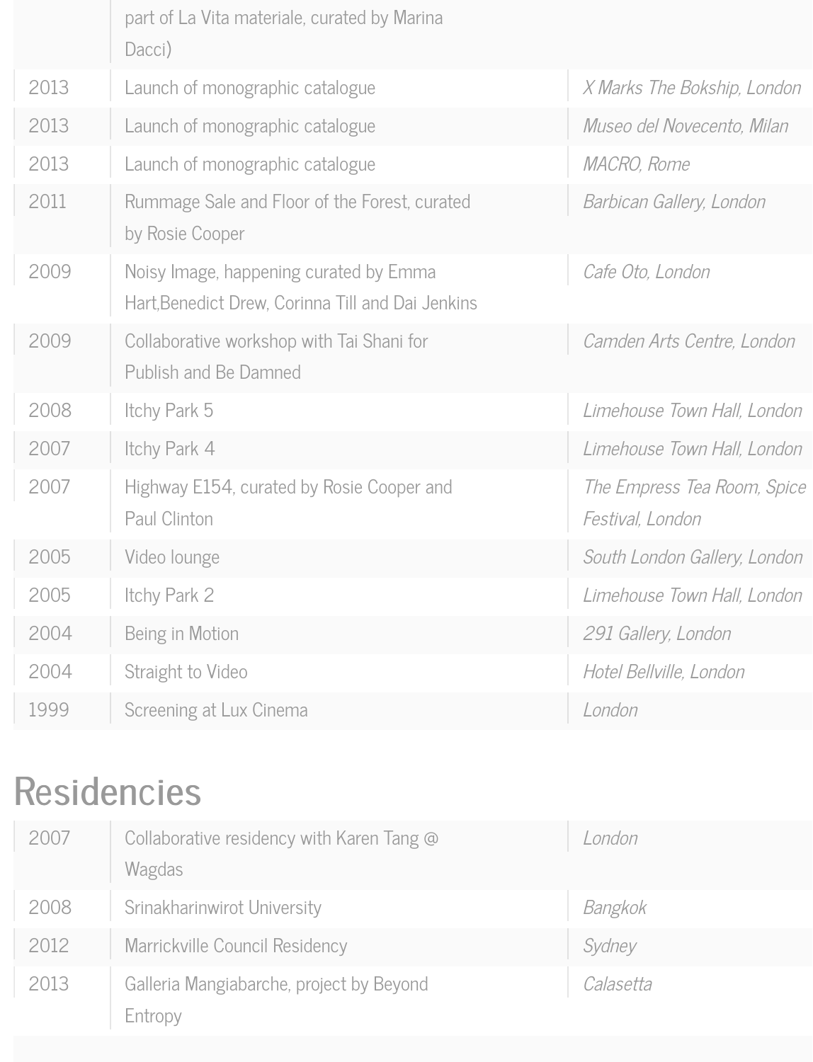| | | |
|---|---|---|
| | part of La Vita materiale, curated by Marina Dacci) | |
| 2013 | Launch of monographic catalogue | *X Marks The Bokship, London* |
| 2013 | Launch of monographic catalogue | *Museo del Novecento, Milan* |
| 2013 | Launch of monographic catalogue | *MACRO, Rome* |
| 2011 | Rummage Sale and Floor of the Forest, curated by Rosie Cooper | *Barbican Gallery, London* |
| 2009 | Noisy Image, happening curated by Emma Hart,Benedict Drew, Corinna Till and Dai Jenkins | *Cafe Oto, London* |
| 2009 | Collaborative workshop with Tai Shani for Publish and Be Damned | *Camden Arts Centre, London* |
| 2008 | Itchy Park 5 | *Limehouse Town Hall, London* |
| 2007 | Itchy Park 4 | *Limehouse Town Hall, London* |
| 2007 | Highway E154, curated by Rosie Cooper and Paul Clinton | *The Empress Tea Room, Spice Festival, London* |
| 2005 | Video lounge | *South London Gallery, London* |
| 2005 | Itchy Park 2 | *Limehouse Town Hall, London* |
| 2004 | Being in Motion | *291 Gallery, London* |
| 2004 | Straight to Video | *Hotel Bellville, London* |
| 1999 | Screening at Lux Cinema | *London* |

## Residencies

| | | |
|---|---|---|
| 2007 | Collaborative residency with Karen Tang @ Wagdas | *London* |
| 2008 | Srinakharinwirot University | *Bangkok* |
| 2012 | Marrickville Council Residency | *Sydney* |
| 2013 | Galleria Mangiabarche, project by Beyond Entropy | *Calasetta* |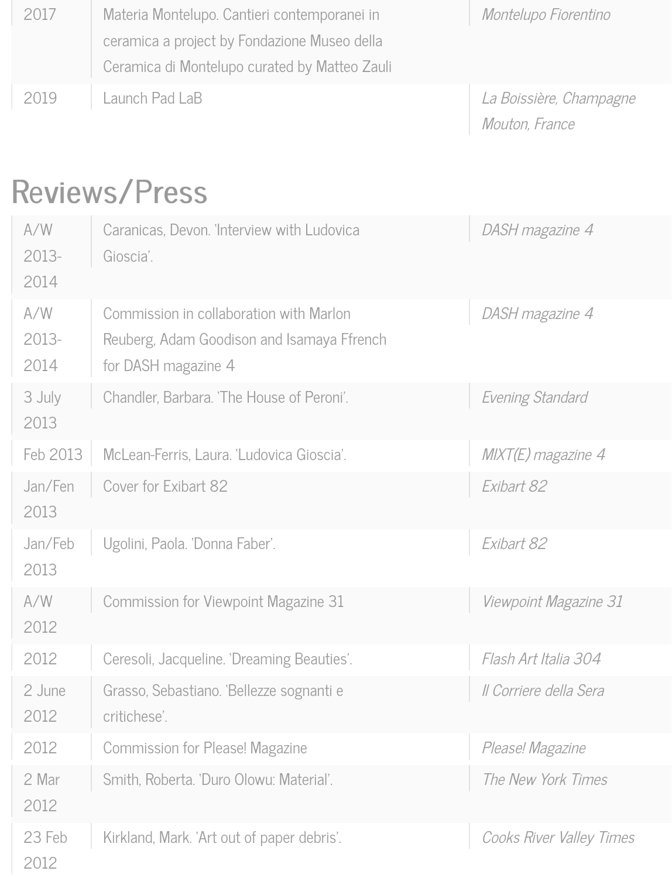| | | |
|---|---|---|
| 2017 | Materia Montelupo. Cantieri contemporanei in ceramica a project by Fondazione Museo della Ceramica di Montelupo curated by Matteo Zauli | *Montelupo Fiorentino* |
| 2019 | Launch Pad LaB | *La Boissière, Champagne Mouton, France* |

## Reviews/Press

| | | |
|---|---|---|
| A/W 2013-2014 | Caranicas, Devon. 'Interview with Ludovica Gioscia'. | *DASH magazine 4* |
| A/W 2013-2014 | Commission in collaboration with Marlon Reuberg, Adam Goodison and Isamaya Ffrench for DASH magazine 4 | *DASH magazine 4* |
| 3 July 2013 | Chandler, Barbara. 'The House of Peroni'. | *Evening Standard* |
| Feb 2013 | McLean-Ferris, Laura. 'Ludovica Gioscia'. | *MIXT(E) magazine 4* |
| Jan/Fen 2013 | Cover for Exibart 82 | *Exibart 82* |
| Jan/Feb 2013 | Ugolini, Paola. 'Donna Faber'. | *Exibart 82* |
| A/W 2012 | Commission for Viewpoint Magazine 31 | *Viewpoint Magazine 31* |
| 2012 | Ceresoli, Jacqueline. 'Dreaming Beauties'. | *Flash Art Italia 304* |
| 2 June 2012 | Grasso, Sebastiano. 'Bellezze sognanti e critichese'. | *Il Corriere della Sera* |
| 2012 | Commission for Please! Magazine | *Please! Magazine* |
| 2 Mar 2012 | Smith, Roberta. 'Duro Olowu: Material'. | *The New York Times* |
| 23 Feb 2012 | Kirkland, Mark. 'Art out of paper debris'. | *Cooks River Valley Times* |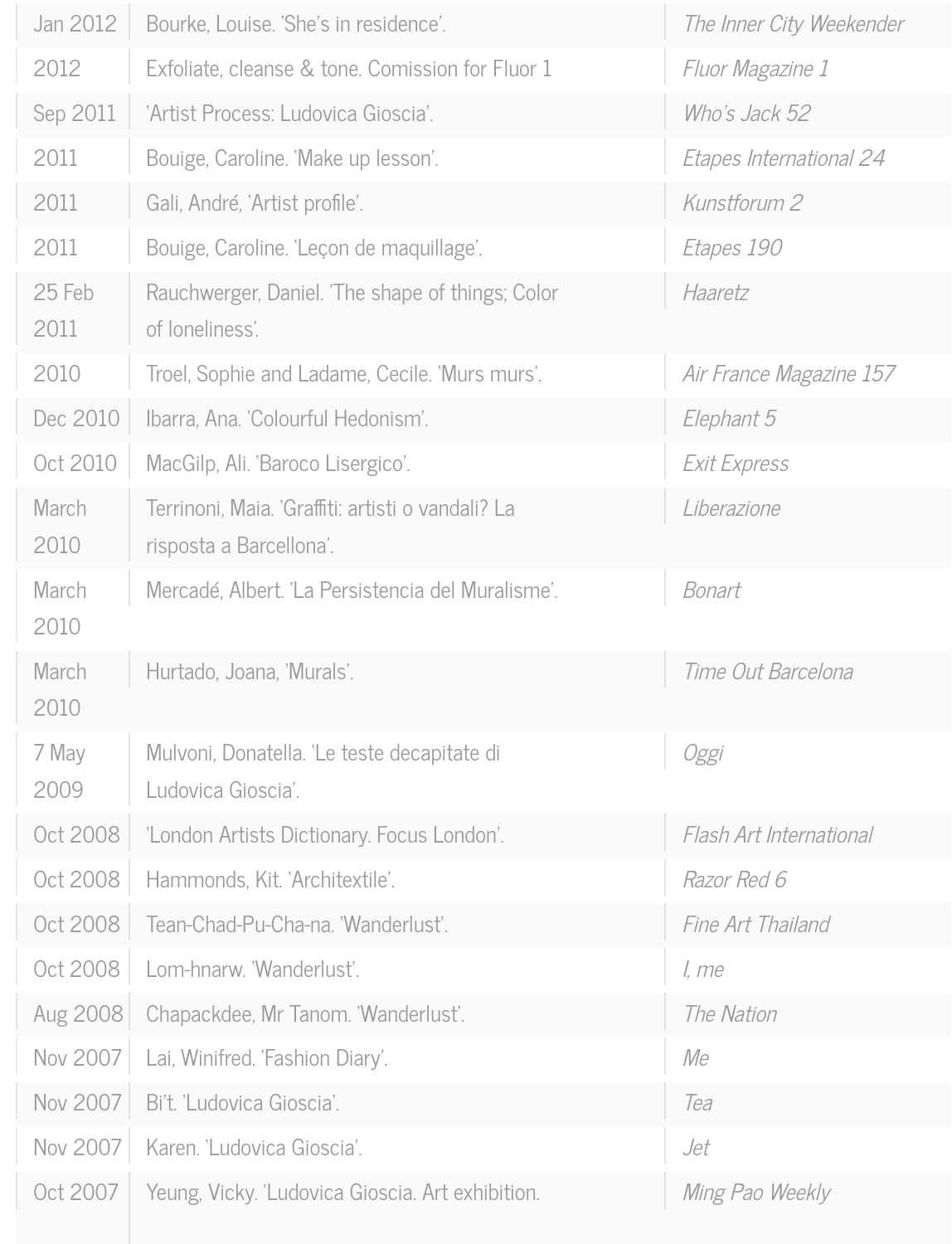| | | |
|---|---|---|
| Jan 2012 | Bourke, Louise. 'She's in residence'. | *The Inner City Weekender* |
| 2012 | Exfoliate, cleanse & tone. Comission for Fluor 1 | *Fluor Magazine 1* |
| Sep 2011 | 'Artist Process: Ludovica Gioscia'. | *Who's Jack 52* |
| 2011 | Bouige, Caroline. 'Make up lesson'. | *Etapes International 24* |
| 2011 | Gali, André, 'Artist profile'. | *Kunstforum 2* |
| 2011 | Bouige, Caroline. 'Leçon de maquillage'. | *Etapes 190* |
| 25 Feb 2011 | Rauchwerger, Daniel. 'The shape of things; Color of loneliness'. | *Haaretz* |
| 2010 | Troel, Sophie and Ladame, Cecile. 'Murs murs'. | *Air France Magazine 157* |
| Dec 2010 | Ibarra, Ana. 'Colourful Hedonism'. | *Elephant 5* |
| Oct 2010 | MacGilp, Ali. 'Baroco Lisergico'. | *Exit Express* |
| March 2010 | Terrinoni, Maia. 'Graffiti: artisti o vandali? La risposta a Barcellona'. | *Liberazione* |
| March 2010 | Mercadé, Albert. 'La Persistencia del Muralisme'. | *Bonart* |
| March 2010 | Hurtado, Joana, 'Murals'. | *Time Out Barcelona* |
| 7 May 2009 | Mulvoni, Donatella. 'Le teste decapitate di Ludovica Gioscia'. | *Oggi* |
| Oct 2008 | 'London Artists Dictionary. Focus London'. | *Flash Art International* |
| Oct 2008 | Hammonds, Kit. 'Architextile'. | *Razor Red 6* |
| Oct 2008 | Tean-Chad-Pu-Cha-na. 'Wanderlust'. | *Fine Art Thailand* |
| Oct 2008 | Lom-hnarw. 'Wanderlust'. | *I, me* |
| Aug 2008 | Chapackdee, Mr Tanom. 'Wanderlust'. | *The Nation* |
| Nov 2007 | Lai, Winifred. 'Fashion Diary'. | *Me* |
| Nov 2007 | Bi't. 'Ludovica Gioscia'. | *Tea* |
| Nov 2007 | Karen. 'Ludovica Gioscia'. | *Jet* |
| Oct 2007 | Yeung, Vicky. 'Ludovica Gioscia. Art exhibition. | *Ming Pao Weekly* |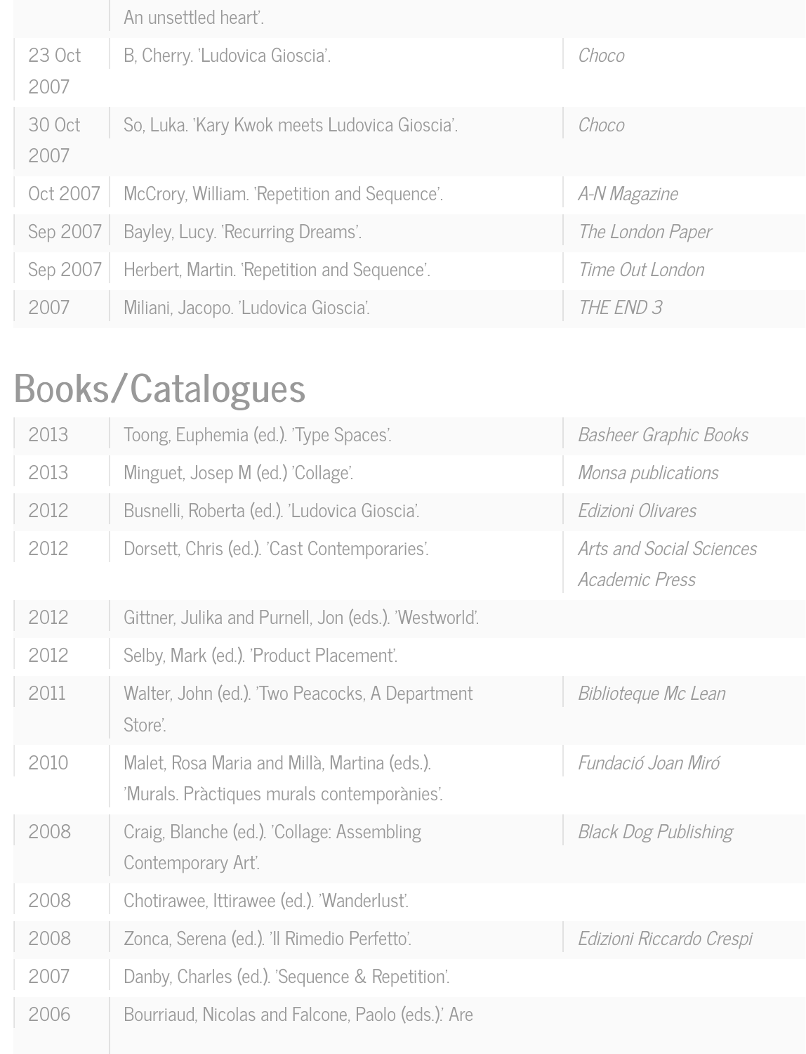| | | |
|---|---|---|
| | An unsettled heart'. | |
| 23 Oct 2007 | B, Cherry. 'Ludovica Gioscia'. | *Choco* |
| 30 Oct 2007 | So, Luka. 'Kary Kwok meets Ludovica Gioscia'. | *Choco* |
| Oct 2007 | McCrory, William. 'Repetition and Sequence'. | *A-N Magazine* |
| Sep 2007 | Bayley, Lucy. 'Recurring Dreams'. | *The London Paper* |
| Sep 2007 | Herbert, Martin. 'Repetition and Sequence'. | *Time Out London* |
| 2007 | Miliani, Jacopo. 'Ludovica Gioscia'. | *THE END 3* |

## Books/Catalogues

| | | |
|---|---|---|
| 2013 | Toong, Euphemia (ed.). 'Type Spaces'. | *Basheer Graphic Books* |
| 2013 | Minguet, Josep M (ed.) 'Collage'. | *Monsa publications* |
| 2012 | Busnelli, Roberta (ed.). 'Ludovica Gioscia'. | *Edizioni Olivares* |
| 2012 | Dorsett, Chris (ed.). 'Cast Contemporaries'. | *Arts and Social Sciences Academic Press* |
| 2012 | Gittner, Julika and Purnell, Jon (eds.). 'Westworld'. | |
| 2012 | Selby, Mark (ed.). 'Product Placement'. | |
| 2011 | Walter, John (ed.). 'Two Peacocks, A Department Store'. | *Biblioteque Mc Lean* |
| 2010 | Malet, Rosa Maria and Millà, Martina (eds.). 'Murals. Pràctiques murals contemporànies'. | *Fundació Joan Miró* |
| 2008 | Craig, Blanche (ed.). 'Collage: Assembling Contemporary Art'. | *Black Dog Publishing* |
| 2008 | Chotirawee, Ittirawee (ed.). 'Wanderlust'. | |
| 2008 | Zonca, Serena (ed.). 'Il Rimedio Perfetto'. | *Edizioni Riccardo Crespi* |
| 2007 | Danby, Charles (ed.). 'Sequence & Repetition'. | |
| 2006 | Bourriaud, Nicolas and Falcone, Paolo (eds.).' Are | |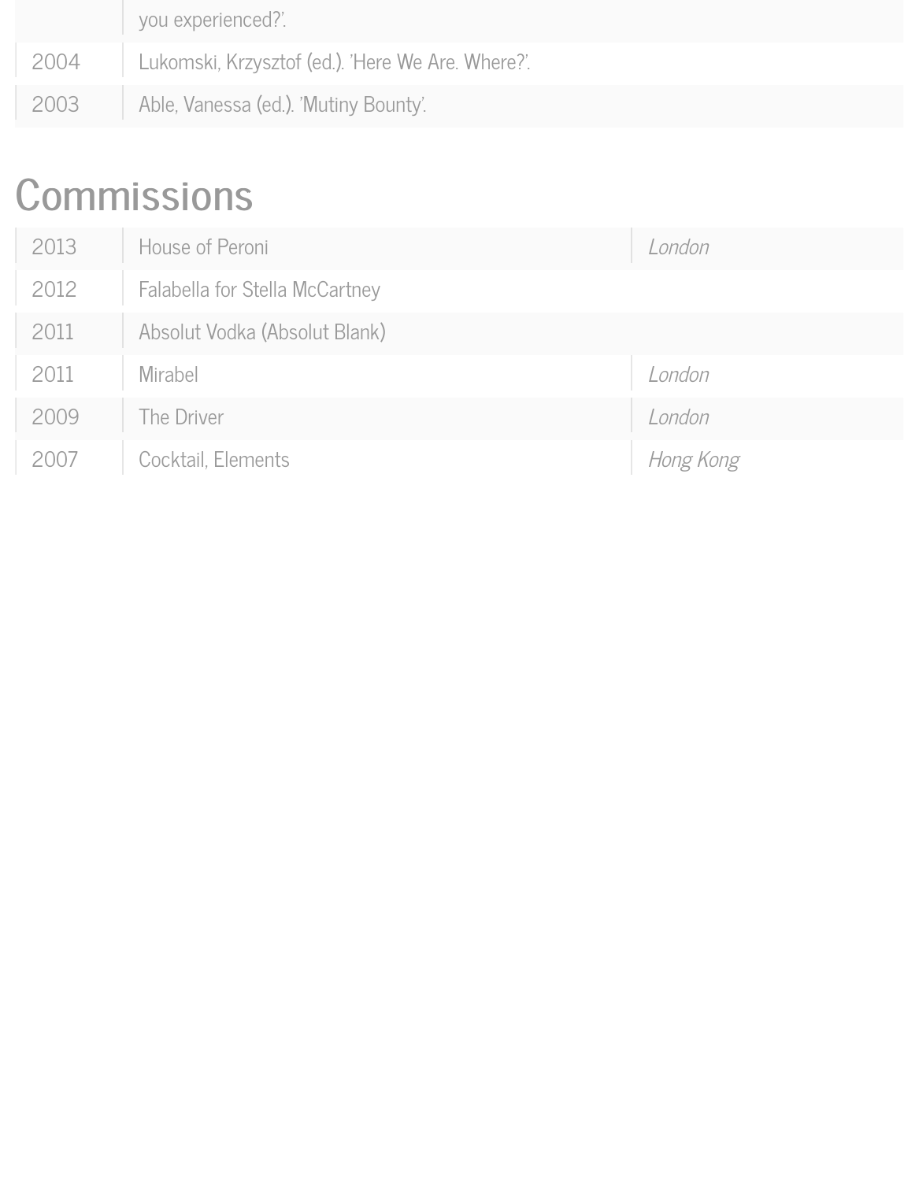| | |
|---|---|
| | you experienced?'. |
| 2004 | Lukomski, Krzysztof (ed.). 'Here We Are. Where?'. |
| 2003 | Able, Vanessa (ed.). 'Mutiny Bounty'. |

## Commissions

| | | |
|---|---|---|
| 2013 | House of Peroni | *London* |
| 2012 | Falabella for Stella McCartney | |
| 2011 | Absolut Vodka (Absolut Blank) | |
| 2011 | Mirabel | *London* |
| 2009 | The Driver | *London* |
| 2007 | Cocktail, Elements | *Hong Kong* |